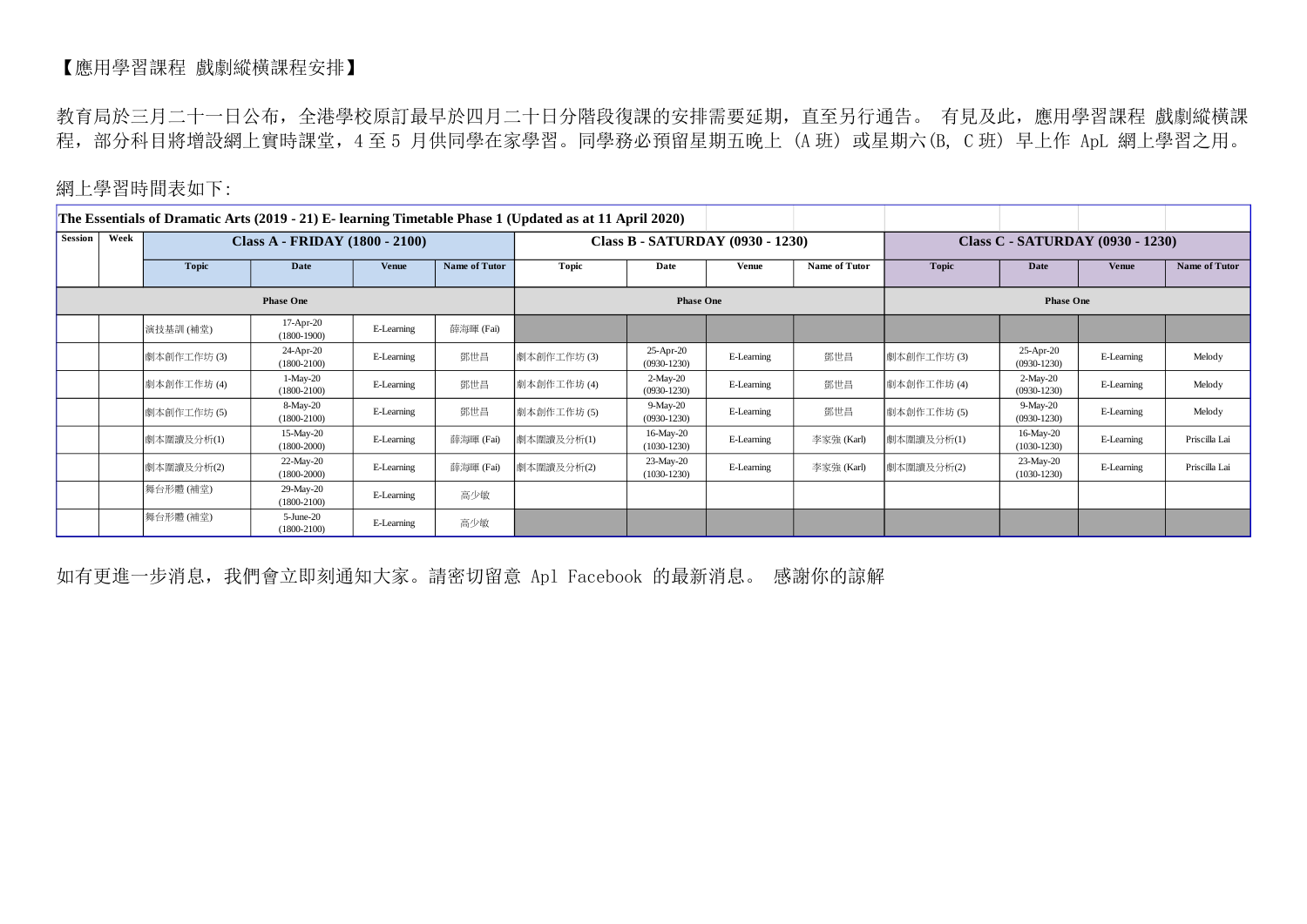【應用學習課程 戲劇縱橫課程安排】

教育局於三月二十一日公布，全港學校原訂最早於四月二十日分階段復課的安排需要延期，直至另行通告。 有見及此，應用學習課程 戲劇縱橫課程，部分科目將增設網上實時課堂，4 至 5 月供同學在家學習。同學務必預留星期五晚上 (A 班) 或星期六(B, C 班) 早上作 ApL 網上學習之用。

網上學習時間表如下:

| The Essentials of Dramatic Arts (2019 - 21) E- learning Timetable Phase 1 (Updated as at 11 April 2020) | | | | | | | | | | | | | |
|---|---|---|---|---|---|---|---|---|---|---|---|---|---|
| Session | Week | Class A - FRIDAY (1800 - 2100) | | | | Class B - SATURDAY (0930 - 1230) | | | | Class C - SATURDAY (0930 - 1230) | | | |
| | | Topic | Date | Venue | Name of Tutor | Topic | Date | Venue | Name of Tutor | Topic | Date | Venue | Name of Tutor |
| Phase One | | | | | | Phase One | | | | Phase One | | | |
| | | 演技基訓 (補堂) | 17-Apr-20 (1800-1900) | E-Learning | 薛海暉 (Fai) | | | | | | | | |
| | | 劇本創作工作坊 (3) | 24-Apr-20 (1800-2100) | E-Learning | 鄧世昌 | 劇本創作工作坊 (3) | 25-Apr-20 (0930-1230) | E-Learning | 鄧世昌 | 劇本創作工作坊 (3) | 25-Apr-20 (0930-1230) | E-Learning | Melody |
| | | 劇本創作工作坊 (4) | 1-May-20 (1800-2100) | E-Learning | 鄧世昌 | 劇本創作工作坊 (4) | 2-May-20 (0930-1230) | E-Learning | 鄧世昌 | 劇本創作工作坊 (4) | 2-May-20 (0930-1230) | E-Learning | Melody |
| | | 劇本創作工作坊 (5) | 8-May-20 (1800-2100) | E-Learning | 鄧世昌 | 劇本創作工作坊 (5) | 9-May-20 (0930-1230) | E-Learning | 鄧世昌 | 劇本創作工作坊 (5) | 9-May-20 (0930-1230) | E-Learning | Melody |
| | | 劇本圍讀及分析(1) | 15-May-20 (1800-2000) | E-Learning | 薛海暉 (Fai) | 劇本圍讀及分析(1) | 16-May-20 (1030-1230) | E-Learning | 李家強 (Karl) | 劇本圍讀及分析(1) | 16-May-20 (1030-1230) | E-Learning | Priscilla Lai |
| | | 劇本圍讀及分析(2) | 22-May-20 (1800-2000) | E-Learning | 薛海暉 (Fai) | 劇本圍讀及分析(2) | 23-May-20 (1030-1230) | E-Learning | 李家強 (Karl) | 劇本圍讀及分析(2) | 23-May-20 (1030-1230) | E-Learning | Priscilla Lai |
| | | 舞台形體 (補堂) | 29-May-20 (1800-2100) | E-Learning | 高少敏 | | | | | | | | |
| | | 舞台形體 (補堂) | 5-June-20 (1800-2100) | E-Learning | 高少敏 | | | | | | | | |

如有更進一步消息，我們會立即刻通知大家。請密切留意 Apl Facebook 的最新消息。 感謝你的諒解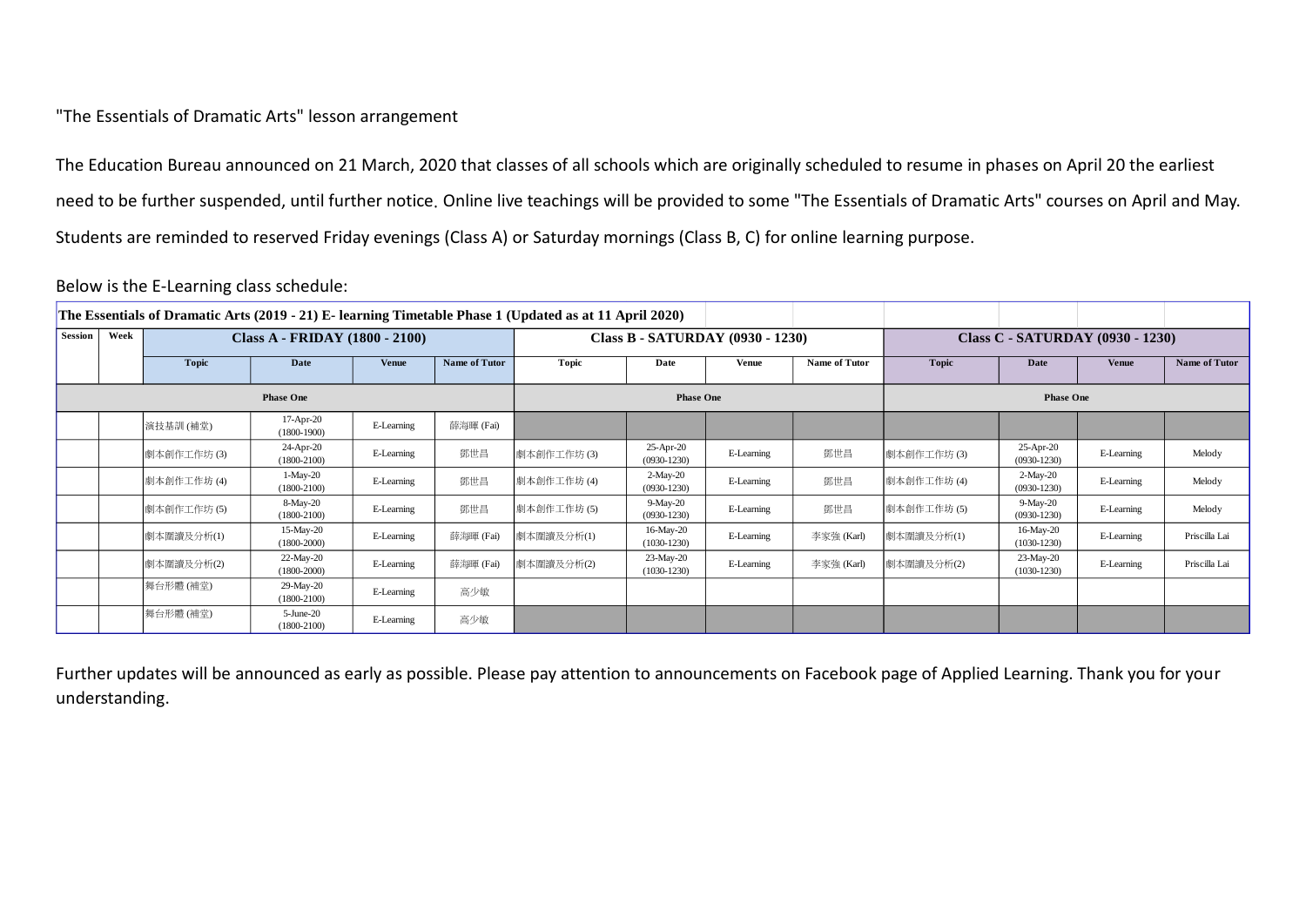"The Essentials of Dramatic Arts" lesson arrangement

The Education Bureau announced on 21 March, 2020 that classes of all schools which are originally scheduled to resume in phases on April 20 the earliest need to be further suspended, until further notice. Online live teachings will be provided to some "The Essentials of Dramatic Arts" courses on April and May. Students are reminded to reserved Friday evenings (Class A) or Saturday mornings (Class B, C) for online learning purpose.

Below is the E-Learning class schedule:

**The Essentials of Dramatic Arts (2019 - 21) E- learning Timetable Phase 1 (Updated as at 11 April 2020)**

| Session | Week | Class A - FRIDAY (1800 - 2100) | | | | Class B - SATURDAY (0930 - 1230) | | | | Class C - SATURDAY (0930 - 1230) | | | |
|---|---|---|---|---|---|---|---|---|---|---|---|---|---|
| | | Topic | Date | Venue | Name of Tutor | Topic | Date | Venue | Name of Tutor | Topic | Date | Venue | Name of Tutor |
| | | Phase One | | | | Phase One | | | | Phase One | | | |
| | | 演技基訓 (補堂) | 17-Apr-20 (1800-1900) | E-Learning | 薛海暉 (Fai) | | | | | | | | |
| | | 劇本創作工作坊 (3) | 24-Apr-20 (1800-2100) | E-Learning | 鄧世昌 | 劇本創作工作坊 (3) | 25-Apr-20 (0930-1230) | E-Learning | 鄧世昌 | 劇本創作工作坊 (3) | 25-Apr-20 (0930-1230) | E-Learning | Melody |
| | | 劇本創作工作坊 (4) | 1-May-20 (1800-2100) | E-Learning | 鄧世昌 | 劇本創作工作坊 (4) | 2-May-20 (0930-1230) | E-Learning | 鄧世昌 | 劇本創作工作坊 (4) | 2-May-20 (0930-1230) | E-Learning | Melody |
| | | 劇本創作工作坊 (5) | 8-May-20 (1800-2100) | E-Learning | 鄧世昌 | 劇本創作工作坊 (5) | 9-May-20 (0930-1230) | E-Learning | 鄧世昌 | 劇本創作工作坊 (5) | 9-May-20 (0930-1230) | E-Learning | Melody |
| | | 劇本閱讀及分析(1) | 15-May-20 (1800-2000) | E-Learning | 薛海暉 (Fai) | 劇本閱讀及分析(1) | 16-May-20 (1030-1230) | E-Learning | 李家強 (Karl) | 劇本閱讀及分析(1) | 16-May-20 (1030-1230) | E-Learning | Priscilla Lai |
| | | 劇本閱讀及分析(2) | 22-May-20 (1800-2000) | E-Learning | 薛海暉 (Fai) | 劇本閱讀及分析(2) | 23-May-20 (1030-1230) | E-Learning | 李家強 (Karl) | 劇本閱讀及分析(2) | 23-May-20 (1030-1230) | E-Learning | Priscilla Lai |
| | | 舞台形體 (補堂) | 29-May-20 (1800-2100) | E-Learning | 高少敏 | | | | | | | | |
| | | 舞台形體 (補堂) | 5-June-20 (1800-2100) | E-Learning | 高少敏 | | | | | | | | |

Further updates will be announced as early as possible. Please pay attention to announcements on Facebook page of Applied Learning. Thank you for your understanding.